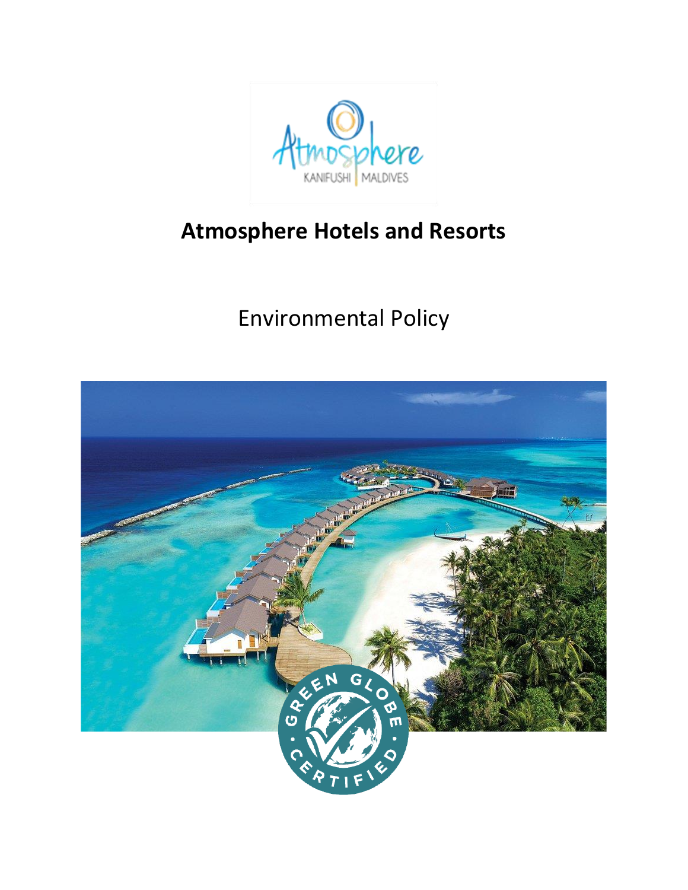# Atmosphere Hotels and Resorts

## Environmental Policy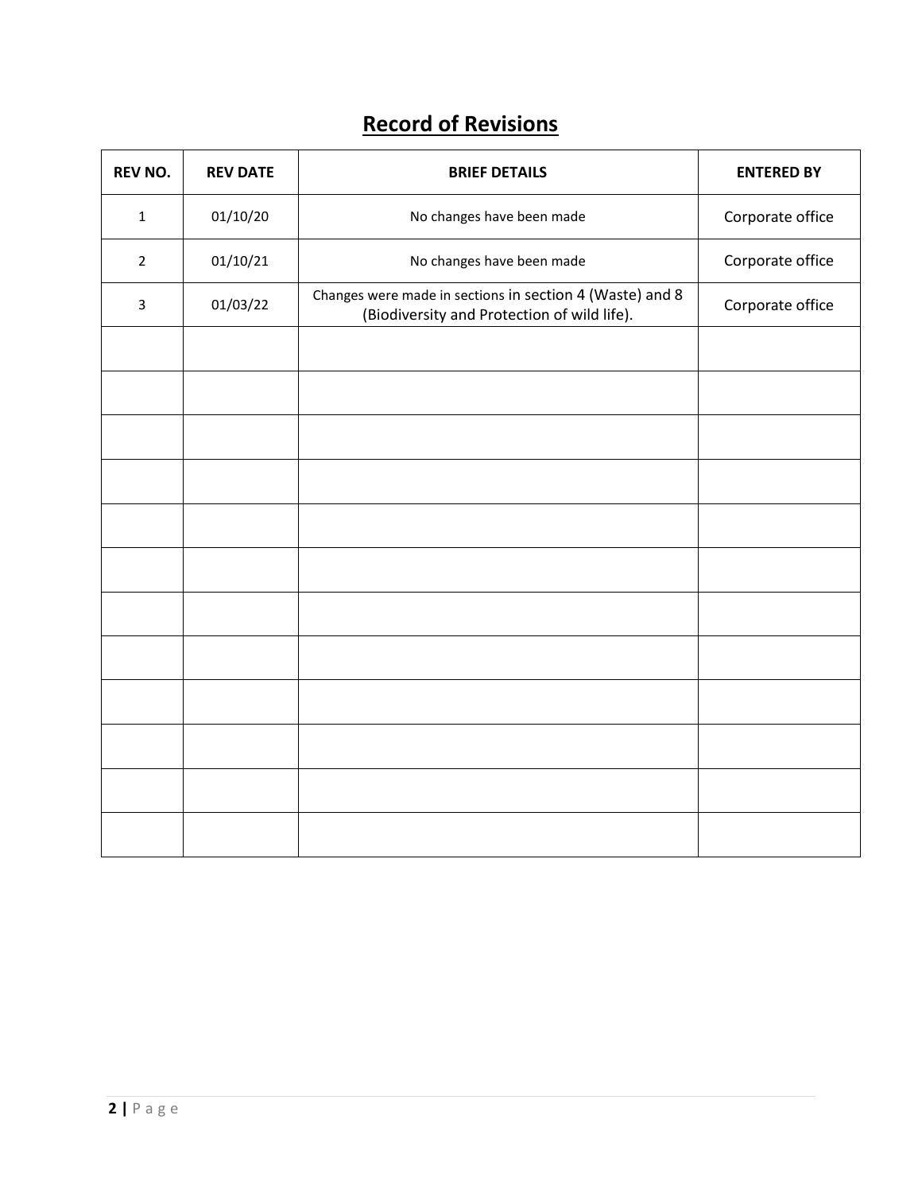# **Record of Revisions**

| REV NO. | REV DATE | BRIEF DETAILS | ENTERED BY |
|---|---|---|---|
| 1 | 01/10/20 | No changes have been made | Corporate office |
| 2 | 01/10/21 | No changes have been made | Corporate office |
| 3 | 01/03/22 | Changes were made in sections in section 4 (Waste) and 8 (Biodiversity and Protection of wild life). | Corporate office |
| | | | |
| | | | |
| | | | |
| | | | |
| | | | |
| | | | |
| | | | |
| | | | |
| | | | |
| | | | |
| | | | |
| | | | |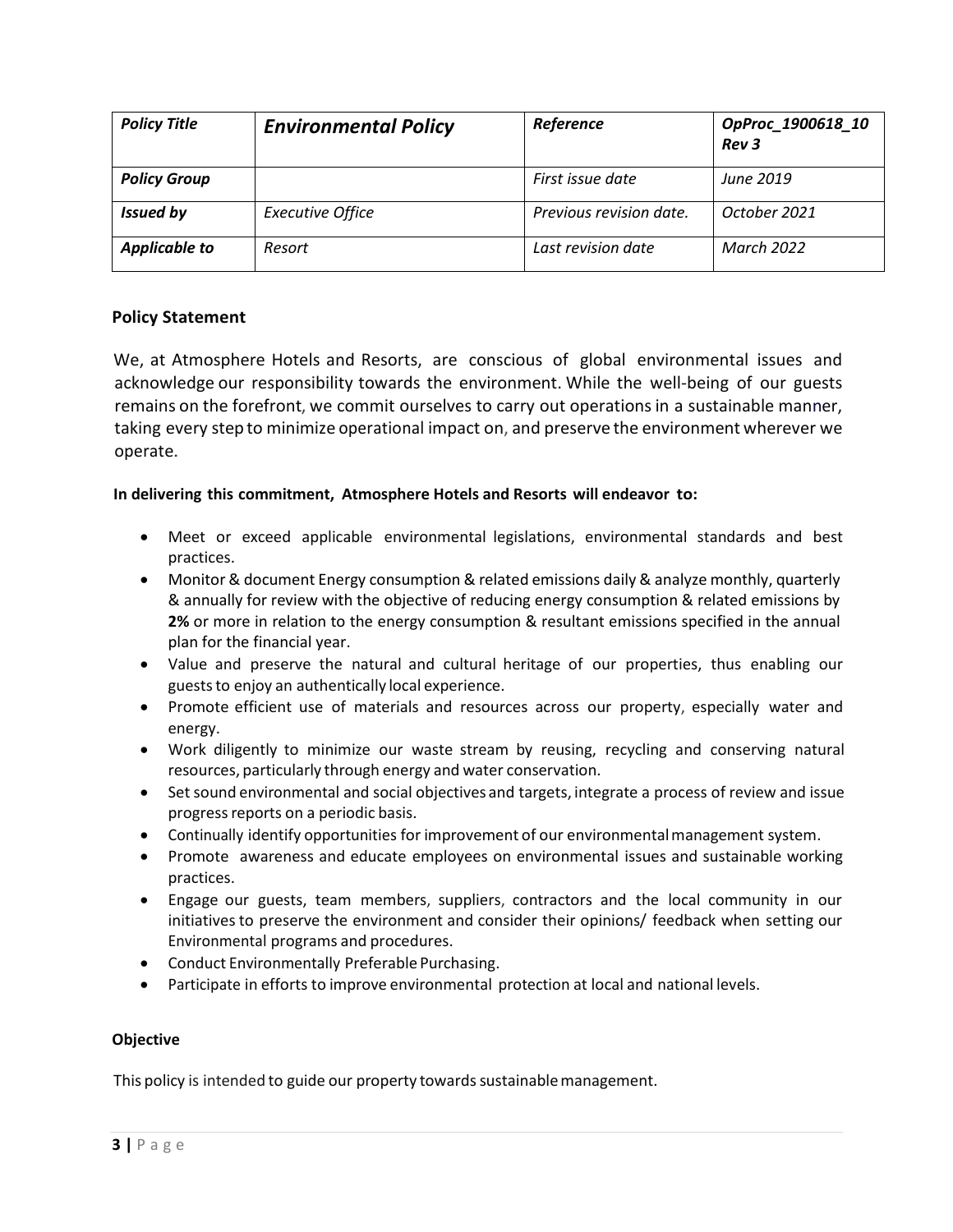| *Policy Title* | ***Environmental Policy*** | *Reference* | ***OpProc_1900618_10 Rev 3*** |
| --- | --- | --- | --- |
| ***Policy Group*** | | *First issue date* | *June 2019* |
| ***Issued by*** | *Executive Office* | *Previous revision date.* | *October 2021* |
| ***Applicable to*** | *Resort* | *Last revision date* | *March 2022* |

### Policy Statement

We, at Atmosphere Hotels and Resorts, are conscious of global environmental issues and acknowledge our responsibility towards the environment. While the well-being of our guests remains on the forefront, we commit ourselves to carry out operations in a sustainable manner, taking every step to minimize operational impact on, and preserve the environment wherever we operate.

**In delivering this commitment, Atmosphere Hotels and Resorts will endeavor to:**

- Meet or exceed applicable environmental legislations, environmental standards and best practices.
- Monitor & document Energy consumption & related emissions daily & analyze monthly, quarterly & annually for review with the objective of reducing energy consumption & related emissions by **2%** or more in relation to the energy consumption & resultant emissions specified in the annual plan for the financial year.
- Value and preserve the natural and cultural heritage of our properties, thus enabling our guests to enjoy an authentically local experience.
- Promote efficient use of materials and resources across our property, especially water and energy.
- Work diligently to minimize our waste stream by reusing, recycling and conserving natural resources, particularly through energy and water conservation.
- Set sound environmental and social objectives and targets, integrate a process of review and issue progress reports on a periodic basis.
- Continually identify opportunities for improvement of our environmental management system.
- Promote awareness and educate employees on environmental issues and sustainable working practices.
- Engage our guests, team members, suppliers, contractors and the local community in our initiatives to preserve the environment and consider their opinions/ feedback when setting our Environmental programs and procedures.
- Conduct Environmentally Preferable Purchasing.
- Participate in efforts to improve environmental protection at local and national levels.

### Objective

This policy is intended to guide our property towards sustainable management.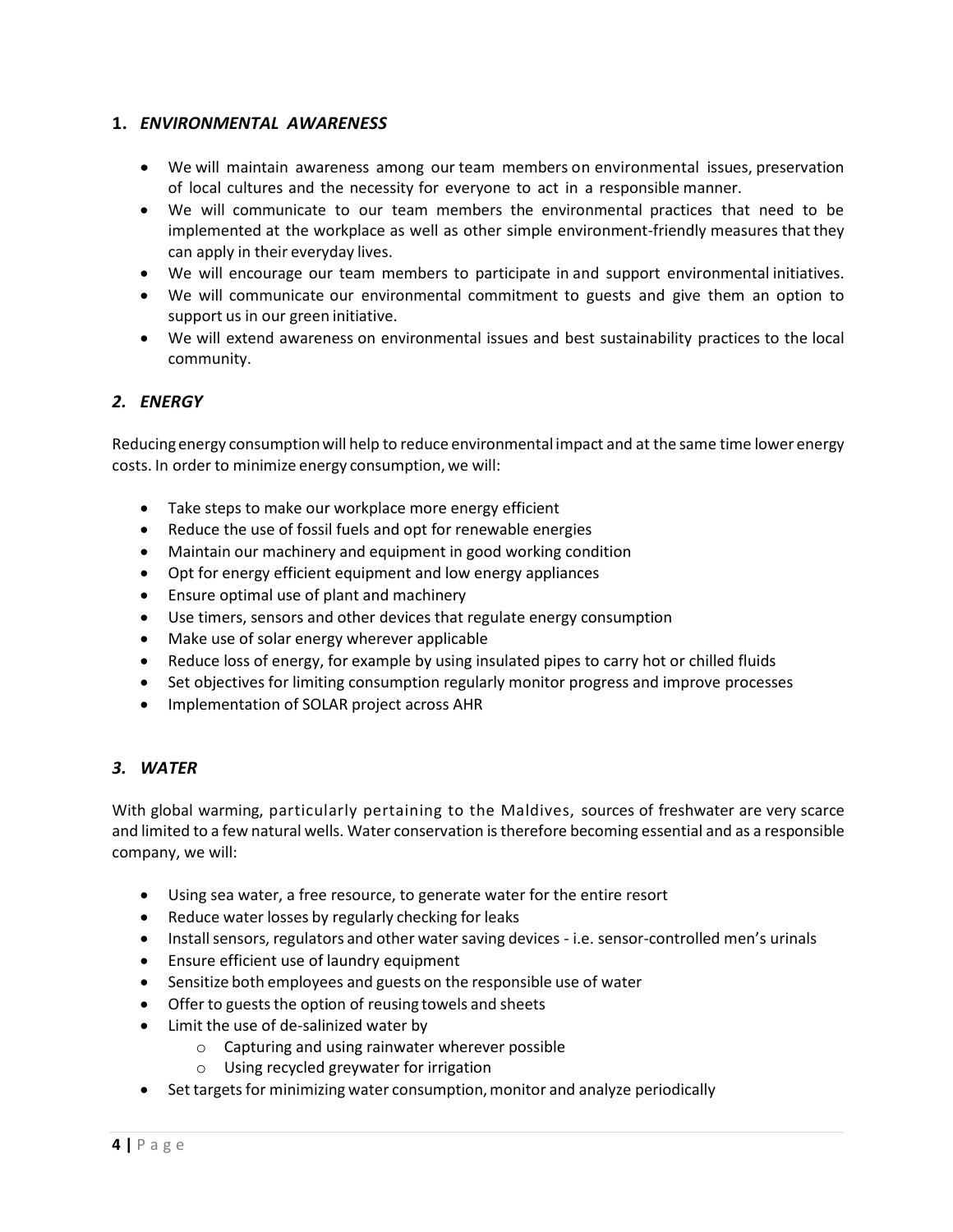## 1. *ENVIRONMENTAL AWARENESS*

- We will maintain awareness among our team members on environmental issues, preservation of local cultures and the necessity for everyone to act in a responsible manner.
- We will communicate to our team members the environmental practices that need to be implemented at the workplace as well as other simple environment-friendly measures that they can apply in their everyday lives.
- We will encourage our team members to participate in and support environmental initiatives.
- We will communicate our environmental commitment to guests and give them an option to support us in our green initiative.
- We will extend awareness on environmental issues and best sustainability practices to the local community.

## *2. ENERGY*

Reducing energy consumption will help to reduce environmental impact and at the same time lower energy costs. In order to minimize energy consumption, we will:

- Take steps to make our workplace more energy efficient
- Reduce the use of fossil fuels and opt for renewable energies
- Maintain our machinery and equipment in good working condition
- Opt for energy efficient equipment and low energy appliances
- Ensure optimal use of plant and machinery
- Use timers, sensors and other devices that regulate energy consumption
- Make use of solar energy wherever applicable
- Reduce loss of energy, for example by using insulated pipes to carry hot or chilled fluids
- Set objectives for limiting consumption regularly monitor progress and improve processes
- Implementation of SOLAR project across AHR

## *3. WATER*

With global warming, particularly pertaining to the Maldives, sources of freshwater are very scarce and limited to a few natural wells. Water conservation is therefore becoming essential and as a responsible company, we will:

- Using sea water, a free resource, to generate water for the entire resort
- Reduce water losses by regularly checking for leaks
- Install sensors, regulators and other water saving devices - i.e. sensor-controlled men's urinals
- Ensure efficient use of laundry equipment
- Sensitize both employees and guests on the responsible use of water
- Offer to guests the option of reusing towels and sheets
- Limit the use of de-salinized water by
  - Capturing and using rainwater wherever possible
  - Using recycled greywater for irrigation
- Set targets for minimizing water consumption, monitor and analyze periodically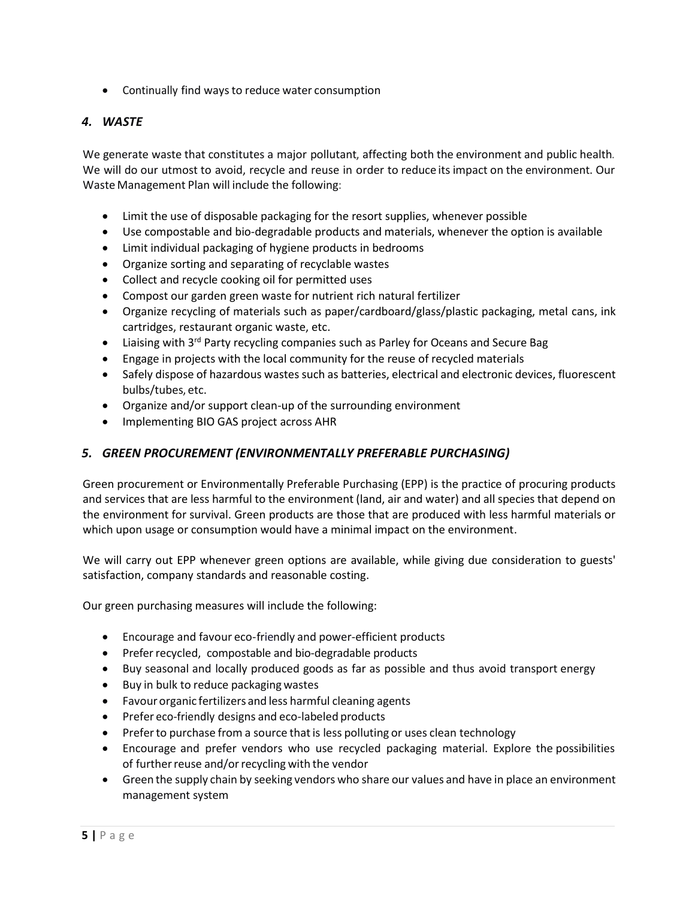- Continually find ways to reduce water consumption

### *4. WASTE*

We generate waste that constitutes a major pollutant, affecting both the environment and public health. We will do our utmost to avoid, recycle and reuse in order to reduce its impact on the environment. Our Waste Management Plan will include the following:

- Limit the use of disposable packaging for the resort supplies, whenever possible
- Use compostable and bio-degradable products and materials, whenever the option is available
- Limit individual packaging of hygiene products in bedrooms
- Organize sorting and separating of recyclable wastes
- Collect and recycle cooking oil for permitted uses
- Compost our garden green waste for nutrient rich natural fertilizer
- Organize recycling of materials such as paper/cardboard/glass/plastic packaging, metal cans, ink cartridges, restaurant organic waste, etc.
- Liaising with 3rd Party recycling companies such as Parley for Oceans and Secure Bag
- Engage in projects with the local community for the reuse of recycled materials
- Safely dispose of hazardous wastes such as batteries, electrical and electronic devices, fluorescent bulbs/tubes, etc.
- Organize and/or support clean-up of the surrounding environment
- Implementing BIO GAS project across AHR

### *5. GREEN PROCUREMENT (ENVIRONMENTALLY PREFERABLE PURCHASING)*

Green procurement or Environmentally Preferable Purchasing (EPP) is the practice of procuring products and services that are less harmful to the environment (land, air and water) and all species that depend on the environment for survival. Green products are those that are produced with less harmful materials or which upon usage or consumption would have a minimal impact on the environment.

We will carry out EPP whenever green options are available, while giving due consideration to guests' satisfaction, company standards and reasonable costing.

Our green purchasing measures will include the following:

- Encourage and favour eco-friendly and power-efficient products
- Prefer recycled, compostable and bio-degradable products
- Buy seasonal and locally produced goods as far as possible and thus avoid transport energy
- Buy in bulk to reduce packaging wastes
- Favour organic fertilizers and less harmful cleaning agents
- Prefer eco-friendly designs and eco-labeled products
- Prefer to purchase from a source that is less polluting or uses clean technology
- Encourage and prefer vendors who use recycled packaging material. Explore the possibilities of further reuse and/or recycling with the vendor
- Green the supply chain by seeking vendors who share our values and have in place an environment management system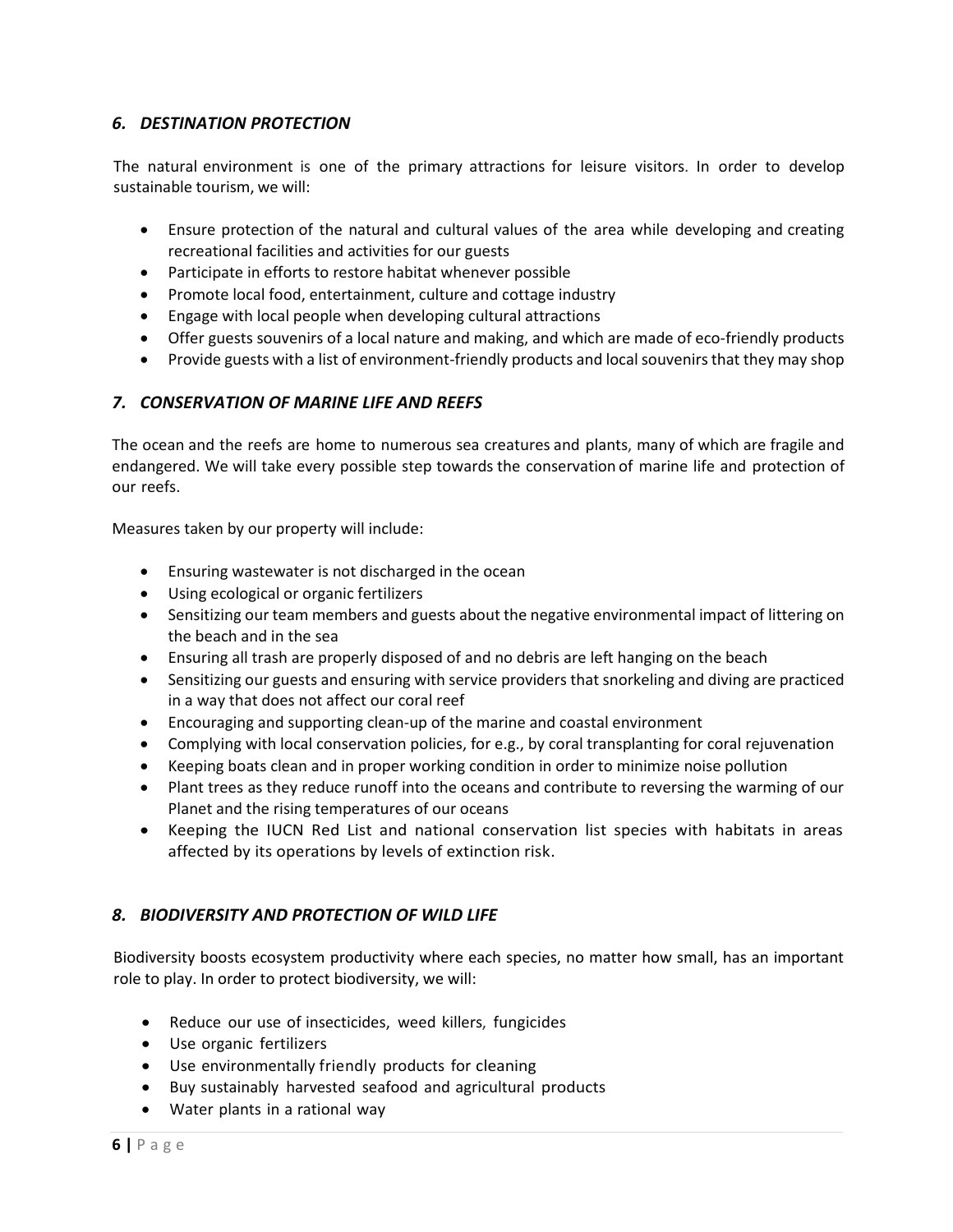## *6. DESTINATION PROTECTION*

The natural environment is one of the primary attractions for leisure visitors. In order to develop sustainable tourism, we will:

- Ensure protection of the natural and cultural values of the area while developing and creating recreational facilities and activities for our guests
- Participate in efforts to restore habitat whenever possible
- Promote local food, entertainment, culture and cottage industry
- Engage with local people when developing cultural attractions
- Offer guests souvenirs of a local nature and making, and which are made of eco-friendly products
- Provide guests with a list of environment-friendly products and local souvenirs that they may shop

## *7. CONSERVATION OF MARINE LIFE AND REEFS*

The ocean and the reefs are home to numerous sea creatures and plants, many of which are fragile and endangered. We will take every possible step towards the conservation of marine life and protection of our reefs.

Measures taken by our property will include:

- Ensuring wastewater is not discharged in the ocean
- Using ecological or organic fertilizers
- Sensitizing our team members and guests about the negative environmental impact of littering on the beach and in the sea
- Ensuring all trash are properly disposed of and no debris are left hanging on the beach
- Sensitizing our guests and ensuring with service providers that snorkeling and diving are practiced in a way that does not affect our coral reef
- Encouraging and supporting clean-up of the marine and coastal environment
- Complying with local conservation policies, for e.g., by coral transplanting for coral rejuvenation
- Keeping boats clean and in proper working condition in order to minimize noise pollution
- Plant trees as they reduce runoff into the oceans and contribute to reversing the warming of our Planet and the rising temperatures of our oceans
- Keeping the IUCN Red List and national conservation list species with habitats in areas affected by its operations by levels of extinction risk.

## *8. BIODIVERSITY AND PROTECTION OF WILD LIFE*

Biodiversity boosts ecosystem productivity where each species, no matter how small, has an important role to play. In order to protect biodiversity, we will:

- Reduce our use of insecticides, weed killers, fungicides
- Use organic fertilizers
- Use environmentally friendly products for cleaning
- Buy sustainably harvested seafood and agricultural products
- Water plants in a rational way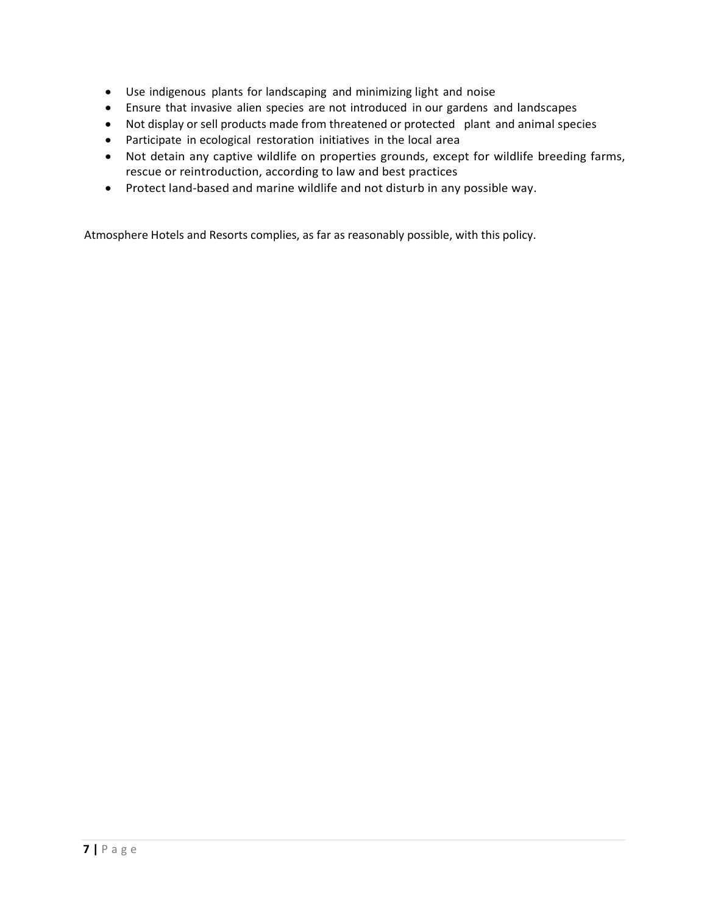- Use indigenous plants for landscaping and minimizing light and noise
- Ensure that invasive alien species are not introduced in our gardens and landscapes
- Not display or sell products made from threatened or protected plant and animal species
- Participate in ecological restoration initiatives in the local area
- Not detain any captive wildlife on properties grounds, except for wildlife breeding farms, rescue or reintroduction, according to law and best practices
- Protect land-based and marine wildlife and not disturb in any possible way.

Atmosphere Hotels and Resorts complies, as far as reasonably possible, with this policy.